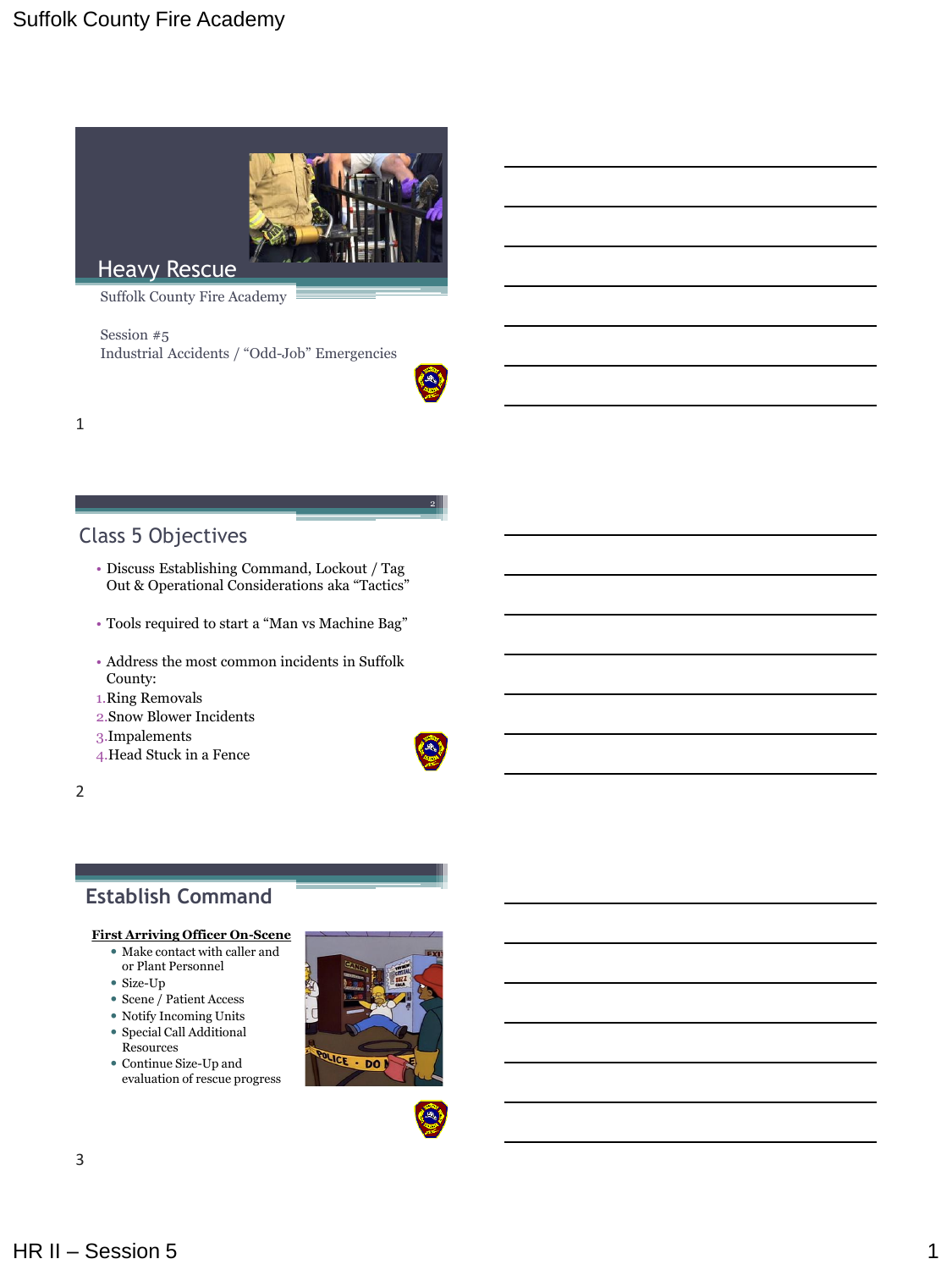# Heavy Rescue

Suffolk County Fire Academy

Session #5
Industrial Accidents / "Odd-Job" Emergencies

## Class 5 Objectives

- Discuss Establishing Command, Lockout / Tag Out & Operational Considerations aka "Tactics"
- Tools required to start a "Man vs Machine Bag"
- Address the most common incidents in Suffolk County:

1. Ring Removals
2. Snow Blower Incidents
3. Impalements
4. Head Stuck in a Fence

## Establish Command

**First Arriving Officer On-Scene**

- Make contact with caller and or Plant Personnel
- Size-Up
- Scene / Patient Access
- Notify Incoming Units
- Special Call Additional Resources
- Continue Size-Up and evaluation of rescue progress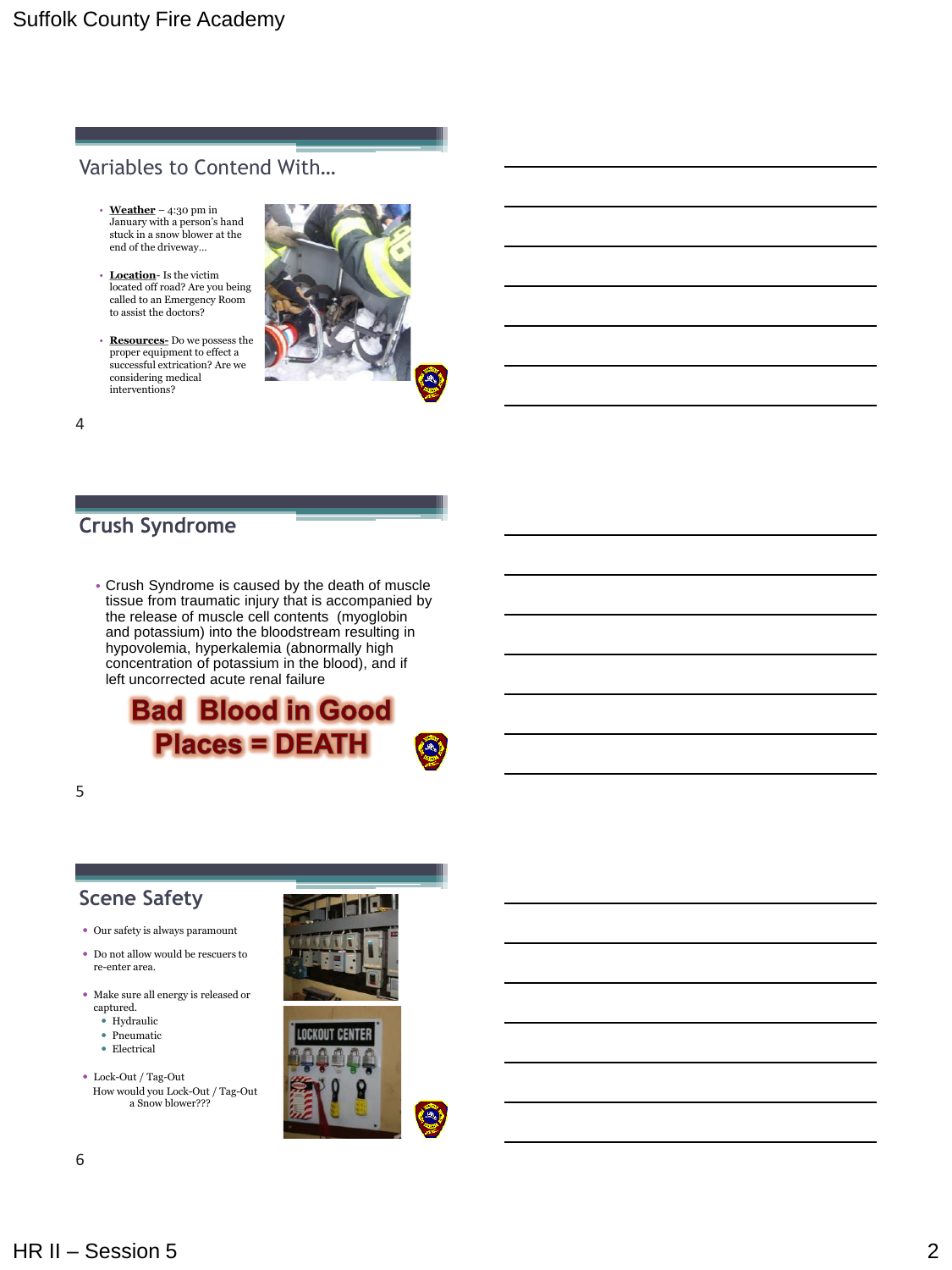## Variables to Contend With…

- **Weather** – 4:30 pm in January with a person's hand stuck in a snow blower at the end of the driveway…
- **Location**- Is the victim located off road? Are you being called to an Emergency Room to assist the doctors?
- **Resources-** Do we possess the proper equipment to effect a successful extrication? Are we considering medical interventions?

## Crush Syndrome

- Crush Syndrome is caused by the death of muscle tissue from traumatic injury that is accompanied by the release of muscle cell contents (myoglobin and potassium) into the bloodstream resulting in hypovolemia, hyperkalemia (abnormally high concentration of potassium in the blood), and if left uncorrected acute renal failure

**Bad Blood in Good Places = DEATH**

## Scene Safety

- Our safety is always paramount
- Do not allow would be rescuers to re-enter area.
- Make sure all energy is released or captured.
  - Hydraulic
  - Pneumatic
  - Electrical
- Lock-Out / Tag-Out
  How would you Lock-Out / Tag-Out a Snow blower???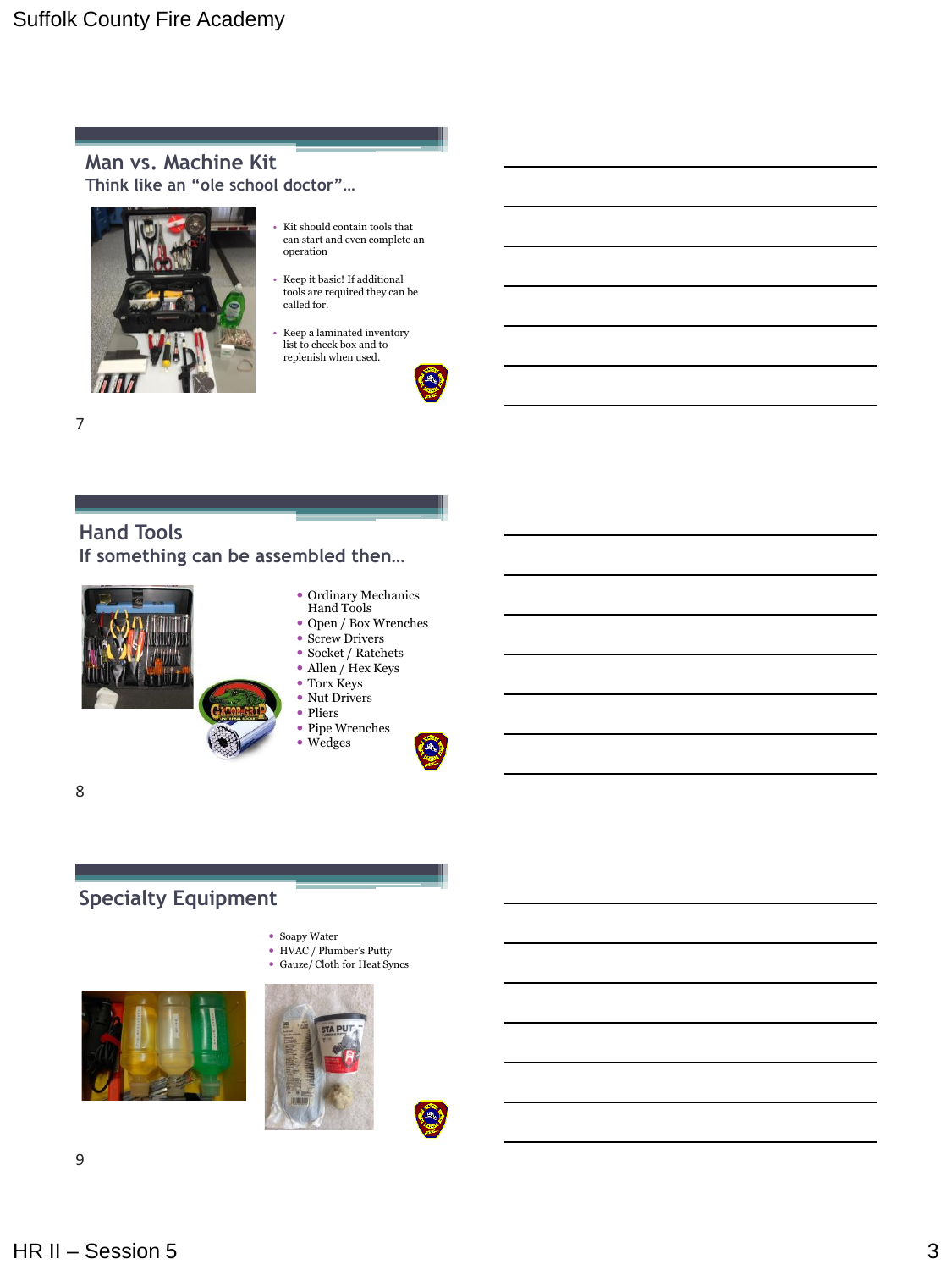## Man vs. Machine Kit

### Think like an "ole school doctor"…

- Kit should contain tools that can start and even complete an operation
- Keep it basic! If additional tools are required they can be called for.
- Keep a laminated inventory list to check box and to replenish when used.

## Hand Tools

### If something can be assembled then…

- Ordinary Mechanics Hand Tools
- Open / Box Wrenches
- Screw Drivers
- Socket / Ratchets
- Allen / Hex Keys
- Torx Keys
- Nut Drivers
- Pliers
- Pipe Wrenches
- Wedges

## Specialty Equipment

- Soapy Water
- HVAC / Plumber's Putty
- Gauze/ Cloth for Heat Syncs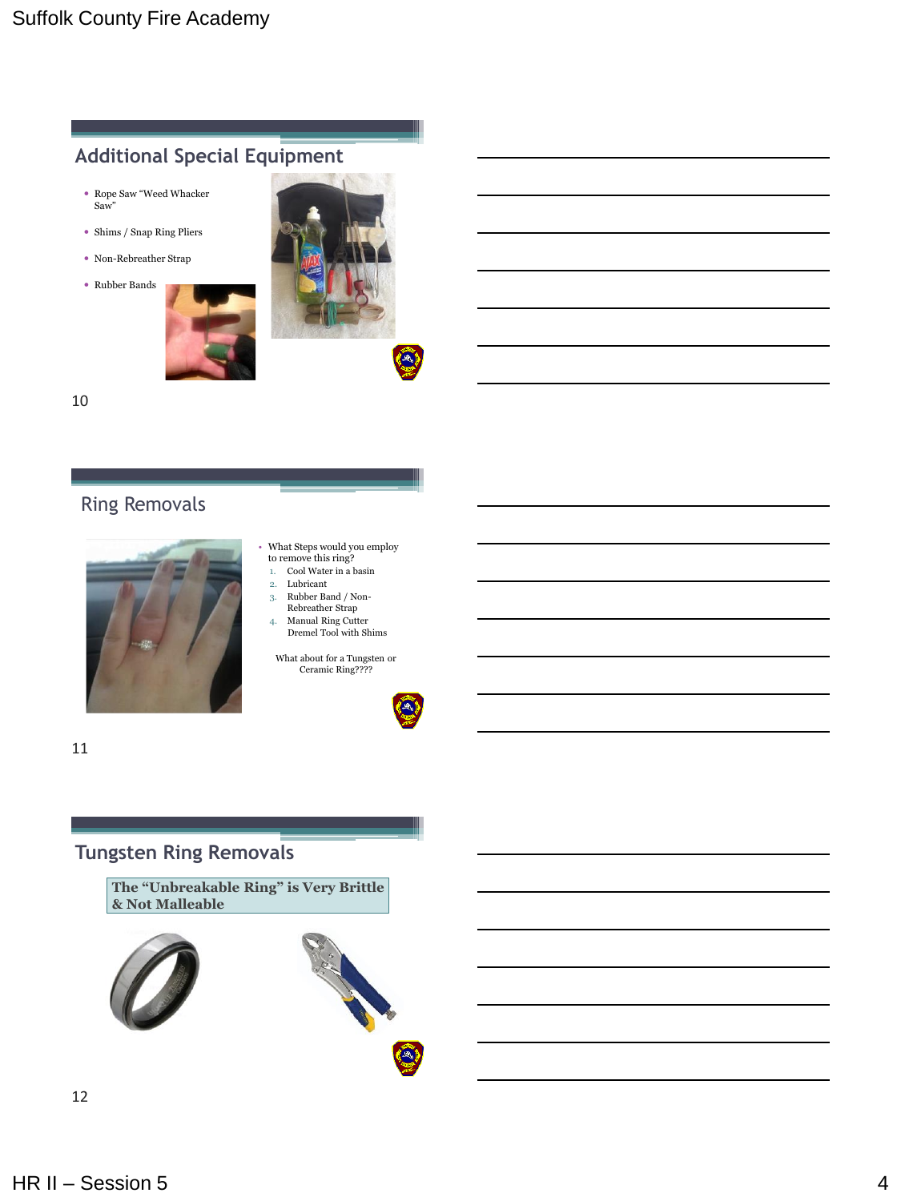## Additional Special Equipment

- Rope Saw "Weed Whacker Saw"
- Shims / Snap Ring Pliers
- Non-Rebreather Strap
- Rubber Bands

10

## Ring Removals

- What Steps would you employ to remove this ring?
  1. Cool Water in a basin
  2. Lubricant
  3. Rubber Band / Non-Rebreather Strap
  4. Manual Ring Cutter Dremel Tool with Shims

What about for a Tungsten or Ceramic Ring????

11

## Tungsten Ring Removals

**The "Unbreakable Ring" is Very Brittle & Not Malleable**

12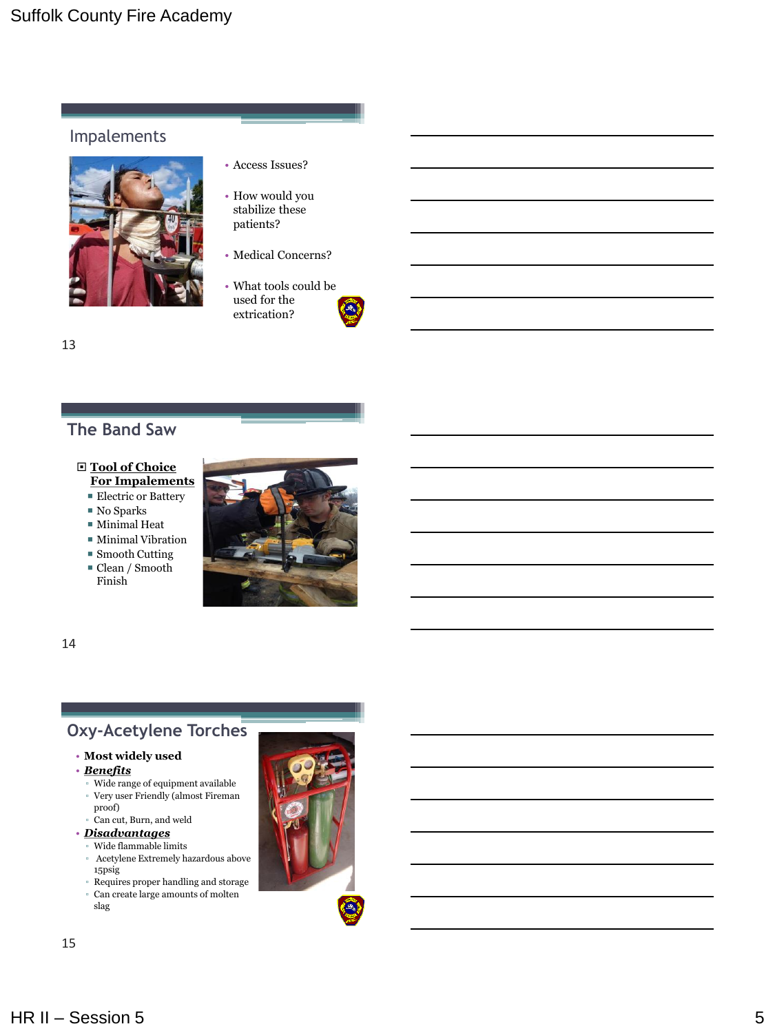## Impalements

- Access Issues?
- How would you stabilize these patients?
- Medical Concerns?
- What tools could be used for the extrication?

13

## The Band Saw

- **Tool of Choice For Impalements**
  - Electric or Battery
  - No Sparks
  - Minimal Heat
  - Minimal Vibration
  - Smooth Cutting
  - Clean / Smooth Finish

14

## Oxy-Acetylene Torches

- **Most widely used**
- ***Benefits***
  - Wide range of equipment available
  - Very user Friendly (almost Fireman proof)
  - Can cut, Burn, and weld
- ***Disadvantages***
  - Wide flammable limits
  - Acetylene Extremely hazardous above 15psig
  - Requires proper handling and storage
  - Can create large amounts of molten slag

15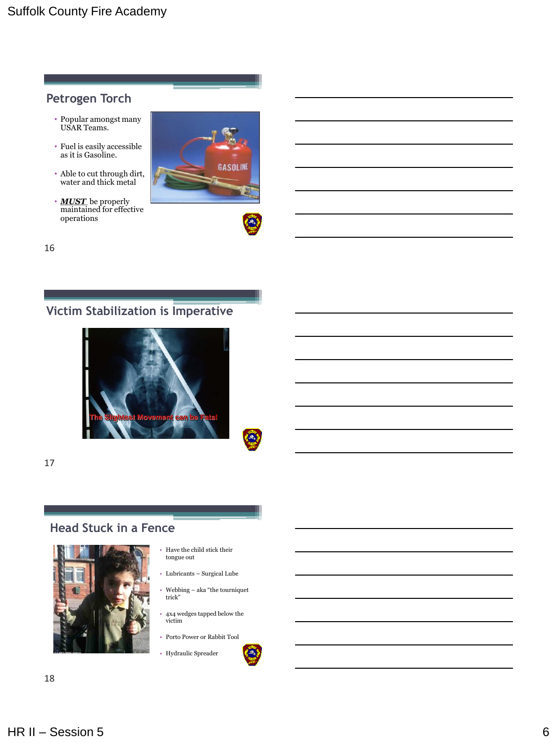## Petrogen Torch

- Popular amongst many USAR Teams.
- Fuel is easily accessible as it is Gasoline.
- Able to cut through dirt, water and thick metal
- ***MUST*** be properly maintained for effective operations

16

## Victim Stabilization is Imperative

The Slightest Movement can be Fatal

17

## Head Stuck in a Fence

- Have the child stick their tongue out
- Lubricants – Surgical Lube
- Webbing – aka "the tourniquet trick"
- 4x4 wedges tapped below the victim
- Porto Power or Rabbit Tool
- Hydraulic Spreader

18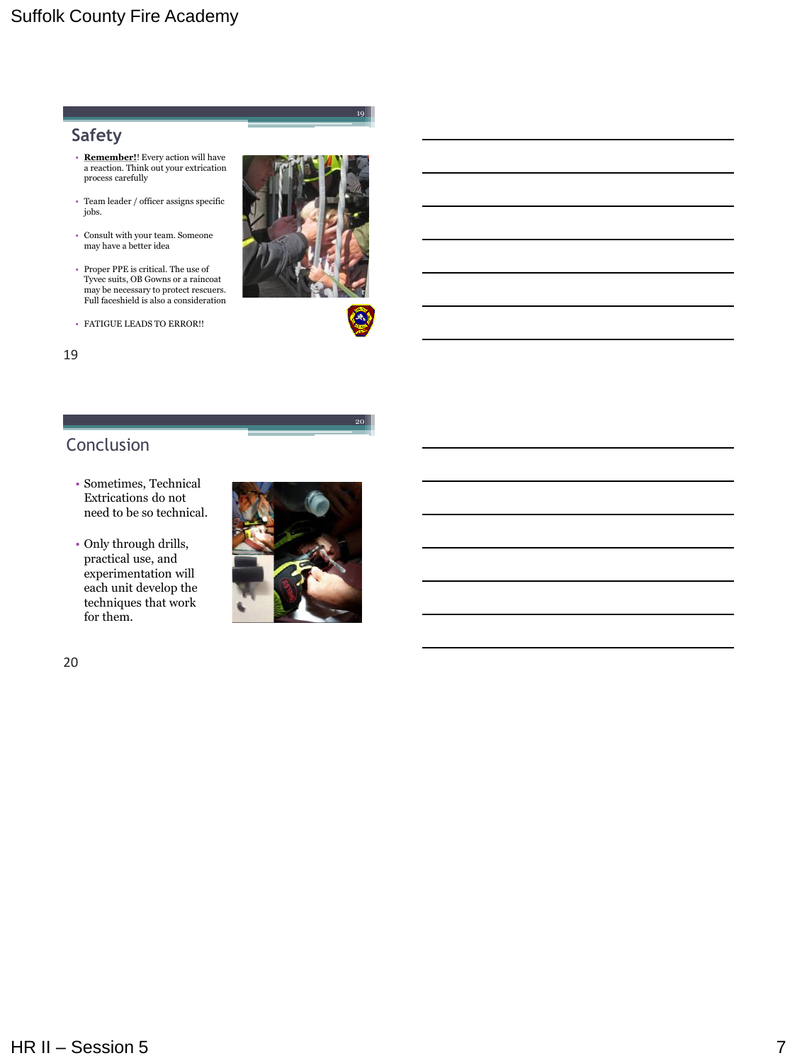## Safety

- **Remember!!** Every action will have a reaction. Think out your extrication process carefully
- Team leader / officer assigns specific jobs.
- Consult with your team. Someone may have a better idea
- Proper PPE is critical. The use of Tyvec suits, OB Gowns or a raincoat may be necessary to protect rescuers. Full faceshield is also a consideration
- FATIGUE LEADS TO ERROR!!

## Conclusion

- Sometimes, Technical Extrications do not need to be so technical.
- Only through drills, practical use, and experimentation will each unit develop the techniques that work for them.